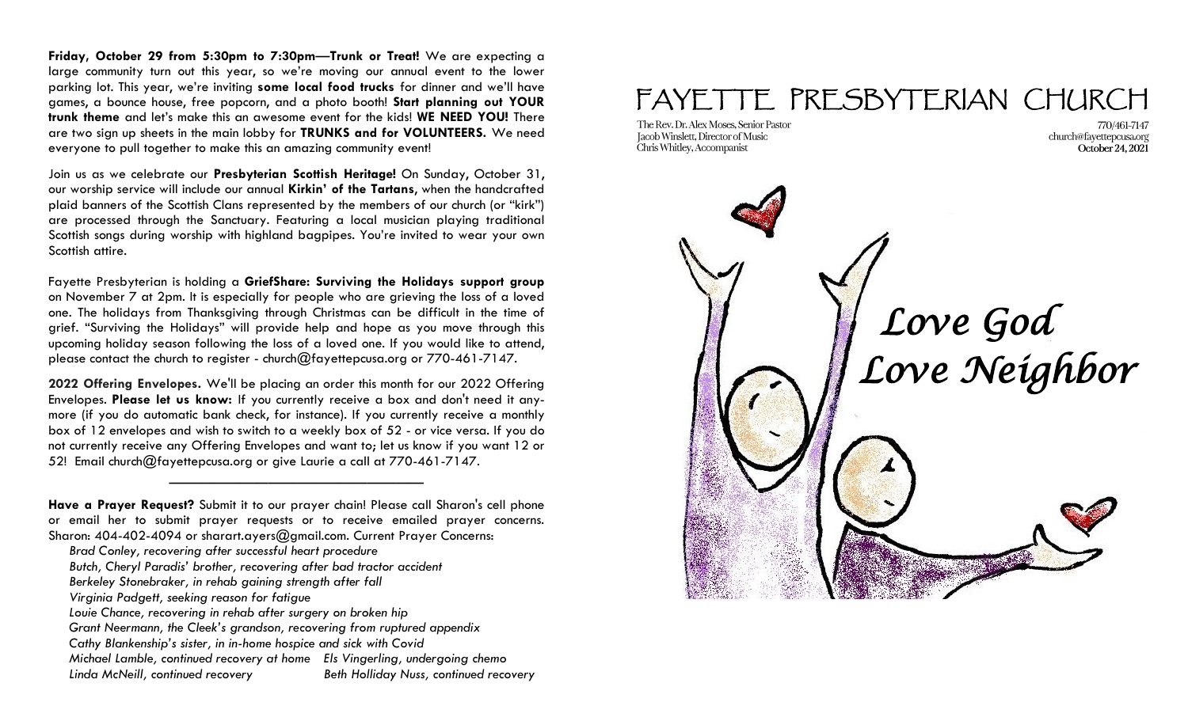**Friday, October 29 from 5:30pm to 7:30pm—Trunk or Treat!** We are expecting a large community turn out this year, so we're moving our annual event to the lower parking lot. This year, we're inviting **some local food trucks** for dinner and we'll have games, a bounce house, free popcorn, and a photo booth! **Start planning out YOUR trunk theme** and let's make this an awesome event for the kids! **WE NEED YOU!** There are two sign up sheets in the main lobby for **TRUNKS and for VOLUNTEERS.** We need everyone to pull together to make this an amazing community event!

Join us as we celebrate our **Presbyterian Scottish Heritage!** On Sunday, October 31, our worship service will include our annual **Kirkin' of the Tartans,** when the handcrafted plaid banners of the Scottish Clans represented by the members of our church (or "kirk") are processed through the Sanctuary. Featuring a local musician playing traditional Scottish songs during worship with highland bagpipes. You're invited to wear your own Scottish attire.

Fayette Presbyterian is holding a **GriefShare: Surviving the Holidays support group** on November 7 at 2pm. It is especially for people who are grieving the loss of a loved one. The holidays from Thanksgiving through Christmas can be difficult in the time of grief. "Surviving the Holidays" will provide help and hope as you move through this upcoming holiday season following the loss of a loved one. If you would like to attend, please contact the church to register - church@fayettepcusa.org or 770-461-7147.

**2022 Offering Envelopes.** We'll be placing an order this month for our 2022 Offering Envelopes. **Please let us know:** If you currently receive a box and don't need it anymore (if you do automatic bank check, for instance). If you currently receive a monthly box of 12 envelopes and wish to switch to a weekly box of 52 - or vice versa. If you do not currently receive any Offering Envelopes and want to; let us know if you want 12 or 52! Email church@fayettepcusa.org or give Laurie a call at 770-461-7147.

---

**Have a Prayer Request?** Submit it to our prayer chain! Please call Sharon's cell phone or email her to submit prayer requests or to receive emailed prayer concerns. Sharon: 404-402-4094 or sharart.ayers@gmail.com. Current Prayer Concerns:

*Brad Conley, recovering after successful heart procedure*
*Butch, Cheryl Paradis' brother, recovering after bad tractor accident*
*Berkeley Stonebraker, in rehab gaining strength after fall*
*Virginia Padgett, seeking reason for fatigue*
*Louie Chance, recovering in rehab after surgery on broken hip*
*Grant Neermann, the Cleek's grandson, recovering from ruptured appendix*
*Cathy Blankenship's sister, in in-home hospice and sick with Covid*
*Michael Lamble, continued recovery at home*
*Els Vingerling, undergoing chemo*
*Linda McNeill, continued recovery*
*Beth Holliday Nuss, continued recovery*

# FAYETTE PRESBYTERIAN CHURCH

The Rev. Dr. Alex Moses, Senior Pastor
Jacob Winslett, Director of Music
Chris Whitley, Accompanist

770/461-7147
church@fayettepcusa.org
**October 24, 2021**

*Love God*
*Love Neighbor*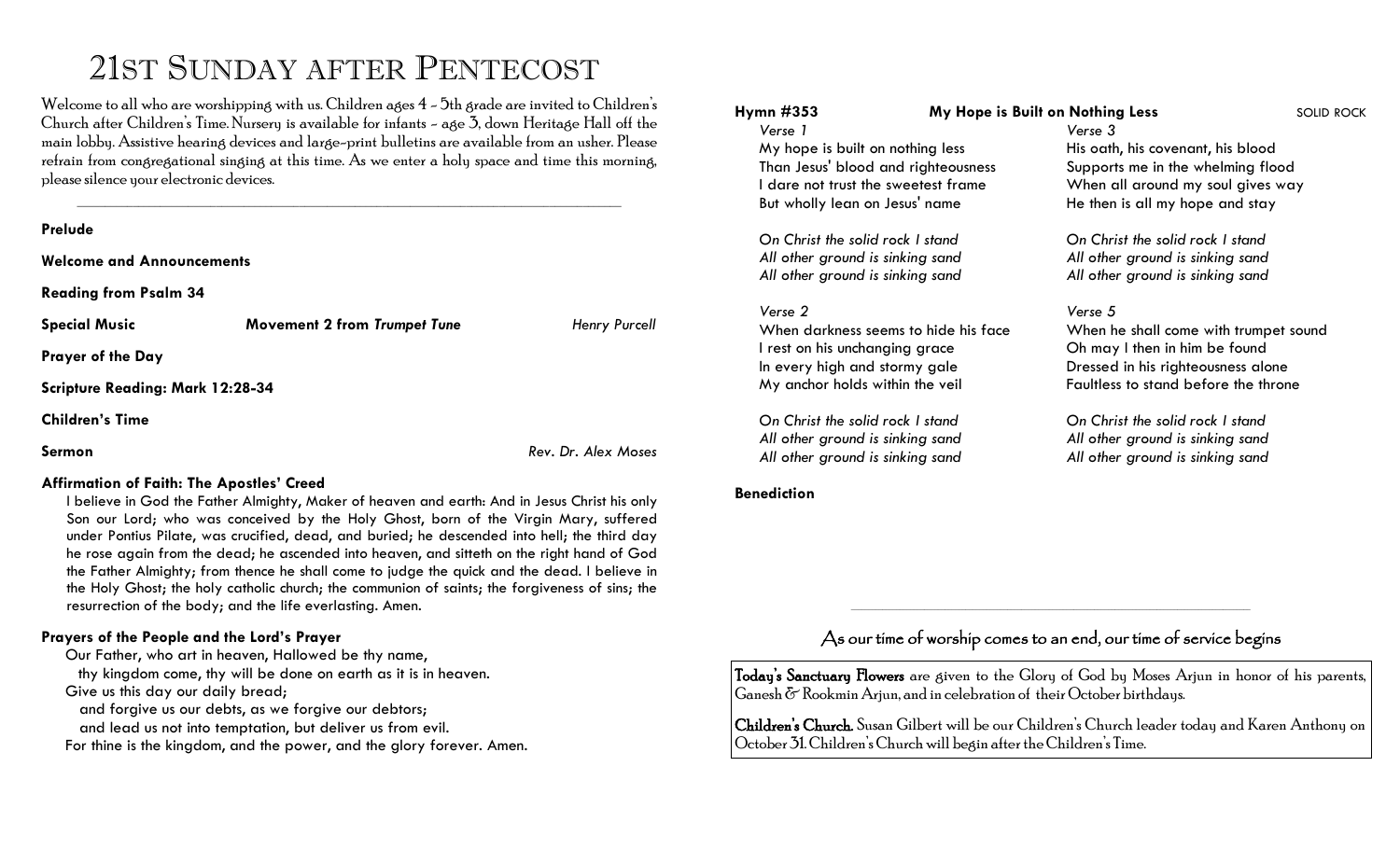# 21st Sunday after Pentecost

Welcome to all who are worshipping with us. Children ages 4 – 5th grade are invited to Children's Church after Children's Time. Nursery is available for infants – age 3, down Heritage Hall off the main lobby. Assistive hearing devices and large-print bulletins are available from an usher. Please refrain from congregational singing at this time. As we enter a holy space and time this morning, please silence your electronic devices.

---

**Prelude**

**Welcome and Announcements**

**Reading from Psalm 34**

**Special Music** — **Movement 2 from *Trumpet Tune*** — *Henry Purcell*

**Prayer of the Day**

**Scripture Reading: Mark 12:28-34**

**Children's Time**

**Sermon** — *Rev. Dr. Alex Moses*

**Affirmation of Faith: The Apostles' Creed**

I believe in God the Father Almighty, Maker of heaven and earth: And in Jesus Christ his only Son our Lord; who was conceived by the Holy Ghost, born of the Virgin Mary, suffered under Pontius Pilate, was crucified, dead, and buried; he descended into hell; the third day he rose again from the dead; he ascended into heaven, and sitteth on the right hand of God the Father Almighty; from thence he shall come to judge the quick and the dead. I believe in the Holy Ghost; the holy catholic church; the communion of saints; the forgiveness of sins; the resurrection of the body; and the life everlasting. Amen.

**Prayers of the People and the Lord's Prayer**

Our Father, who art in heaven, Hallowed be thy name,
thy kingdom come, thy will be done on earth as it is in heaven.
Give us this day our daily bread;
and forgive us our debts, as we forgive our debtors;
and lead us not into temptation, but deliver us from evil.
For thine is the kingdom, and the power, and the glory forever. Amen.

**Hymn #353** — **My Hope is Built on Nothing Less** — SOLID ROCK

*Verse 1*
My hope is built on nothing less
Than Jesus' blood and righteousness
I dare not trust the sweetest frame
But wholly lean on Jesus' name

*On Christ the solid rock I stand*
*All other ground is sinking sand*
*All other ground is sinking sand*

*Verse 2*
When darkness seems to hide his face
I rest on his unchanging grace
In every high and stormy gale
My anchor holds within the veil

*On Christ the solid rock I stand*
*All other ground is sinking sand*
*All other ground is sinking sand*

*Verse 3*
His oath, his covenant, his blood
Supports me in the whelming flood
When all around my soul gives way
He then is all my hope and stay

*On Christ the solid rock I stand*
*All other ground is sinking sand*
*All other ground is sinking sand*

*Verse 5*
When he shall come with trumpet sound
Oh may I then in him be found
Dressed in his righteousness alone
Faultless to stand before the throne

*On Christ the solid rock I stand*
*All other ground is sinking sand*
*All other ground is sinking sand*

**Benediction**

---

As our time of worship comes to an end, our time of service begins

**Today's Sanctuary Flowers** are given to the Glory of God by Moses Arjun in honor of his parents, Ganesh & Rookmin Arjun, and in celebration of their October birthdays.

**Children's Church.** Susan Gilbert will be our Children's Church leader today and Karen Anthony on October 31. Children's Church will begin after the Children's Time.